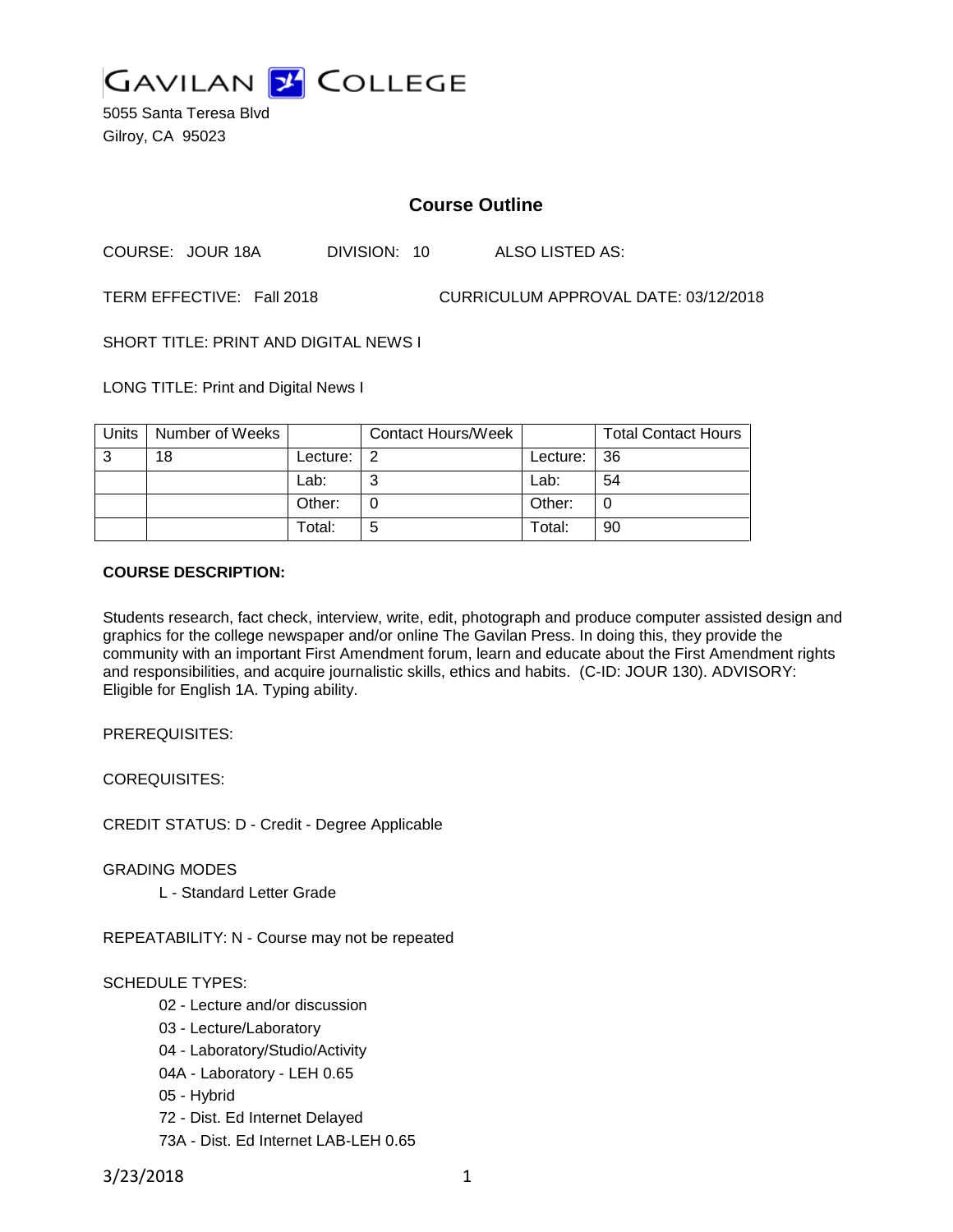# GAVILAN COLLEGE

5055 Santa Teresa Blvd
Gilroy, CA 95023

## Course Outline

COURSE: JOUR 18A DIVISION: 10 ALSO LISTED AS:

TERM EFFECTIVE: Fall 2018 CURRICULUM APPROVAL DATE: 03/12/2018

SHORT TITLE: PRINT AND DIGITAL NEWS I

LONG TITLE: Print and Digital News I

| Units | Number of Weeks | | Contact Hours/Week | | Total Contact Hours |
|---|---|---|---|---|---|
| 3 | 18 | Lecture: | 2 | Lecture: | 36 |
| | | Lab: | 3 | Lab: | 54 |
| | | Other: | 0 | Other: | 0 |
| | | Total: | 5 | Total: | 90 |

**COURSE DESCRIPTION:**

Students research, fact check, interview, write, edit, photograph and produce computer assisted design and graphics for the college newspaper and/or online The Gavilan Press. In doing this, they provide the community with an important First Amendment forum, learn and educate about the First Amendment rights and responsibilities, and acquire journalistic skills, ethics and habits. (C-ID: JOUR 130). ADVISORY: Eligible for English 1A. Typing ability.

PREREQUISITES:

COREQUISITES:

CREDIT STATUS: D - Credit - Degree Applicable

GRADING MODES

L - Standard Letter Grade

REPEATABILITY: N - Course may not be repeated

SCHEDULE TYPES:

02 - Lecture and/or discussion
03 - Lecture/Laboratory
04 - Laboratory/Studio/Activity
04A - Laboratory - LEH 0.65
05 - Hybrid
72 - Dist. Ed Internet Delayed
73A - Dist. Ed Internet LAB-LEH 0.65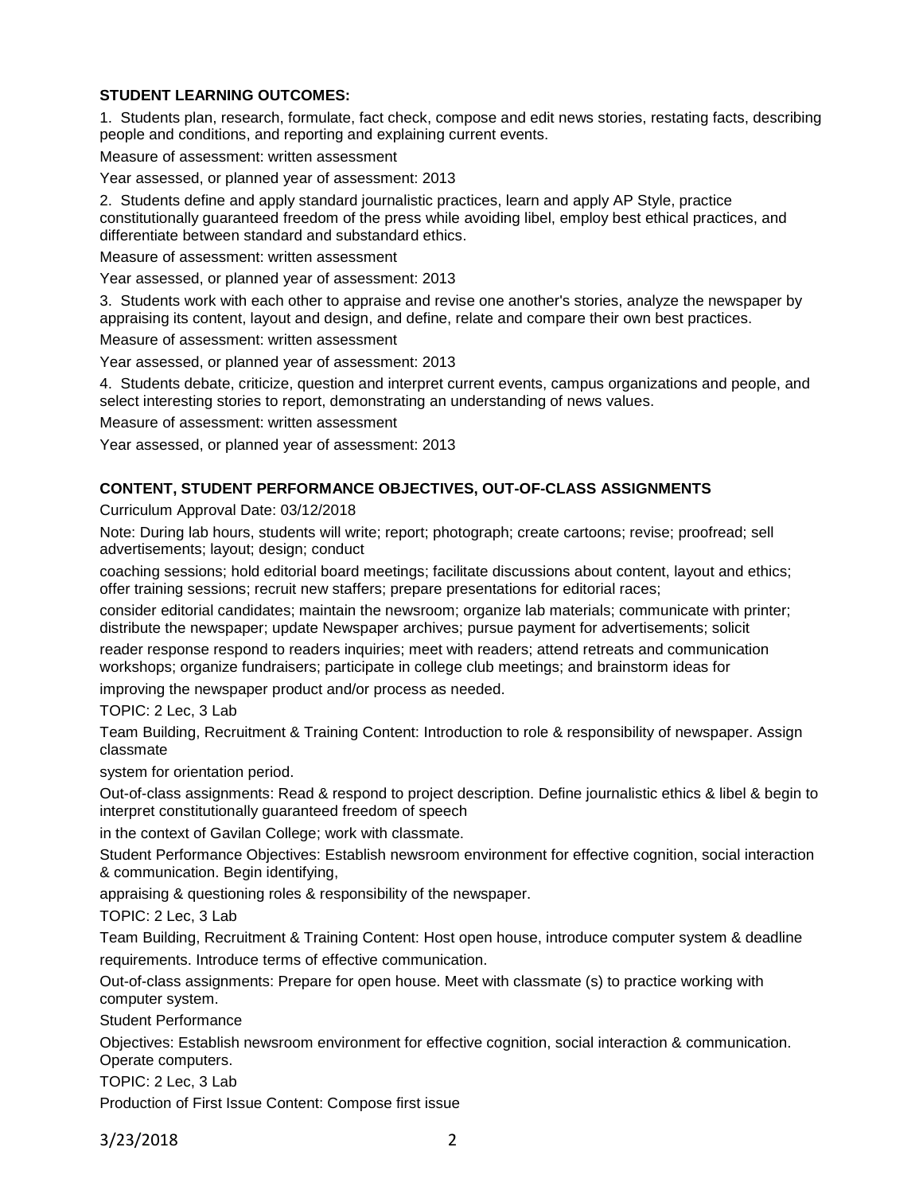**STUDENT LEARNING OUTCOMES:**

1. Students plan, research, formulate, fact check, compose and edit news stories, restating facts, describing people and conditions, and reporting and explaining current events.

Measure of assessment: written assessment

Year assessed, or planned year of assessment: 2013

2. Students define and apply standard journalistic practices, learn and apply AP Style, practice constitutionally guaranteed freedom of the press while avoiding libel, employ best ethical practices, and differentiate between standard and substandard ethics.

Measure of assessment: written assessment

Year assessed, or planned year of assessment: 2013

3. Students work with each other to appraise and revise one another's stories, analyze the newspaper by appraising its content, layout and design, and define, relate and compare their own best practices.

Measure of assessment: written assessment

Year assessed, or planned year of assessment: 2013

4. Students debate, criticize, question and interpret current events, campus organizations and people, and select interesting stories to report, demonstrating an understanding of news values.

Measure of assessment: written assessment

Year assessed, or planned year of assessment: 2013

**CONTENT, STUDENT PERFORMANCE OBJECTIVES, OUT-OF-CLASS ASSIGNMENTS**

Curriculum Approval Date: 03/12/2018

Note: During lab hours, students will write; report; photograph; create cartoons; revise; proofread; sell advertisements; layout; design; conduct coaching sessions; hold editorial board meetings; facilitate discussions about content, layout and ethics; offer training sessions; recruit new staffers; prepare presentations for editorial races; consider editorial candidates; maintain the newsroom; organize lab materials; communicate with printer; distribute the newspaper; update Newspaper archives; pursue payment for advertisements; solicit reader response respond to readers inquiries; meet with readers; attend retreats and communication workshops; organize fundraisers; participate in college club meetings; and brainstorm ideas for improving the newspaper product and/or process as needed.

TOPIC: 2 Lec, 3 Lab

Team Building, Recruitment & Training Content: Introduction to role & responsibility of newspaper. Assign classmate system for orientation period.

Out-of-class assignments: Read & respond to project description. Define journalistic ethics & libel & begin to interpret constitutionally guaranteed freedom of speech in the context of Gavilan College; work with classmate.

Student Performance Objectives: Establish newsroom environment for effective cognition, social interaction & communication. Begin identifying, appraising & questioning roles & responsibility of the newspaper.

TOPIC: 2 Lec, 3 Lab

Team Building, Recruitment & Training Content: Host open house, introduce computer system & deadline requirements. Introduce terms of effective communication.

Out-of-class assignments: Prepare for open house. Meet with classmate (s) to practice working with computer system.

Student Performance Objectives: Establish newsroom environment for effective cognition, social interaction & communication. Operate computers.

TOPIC: 2 Lec, 3 Lab

Production of First Issue Content: Compose first issue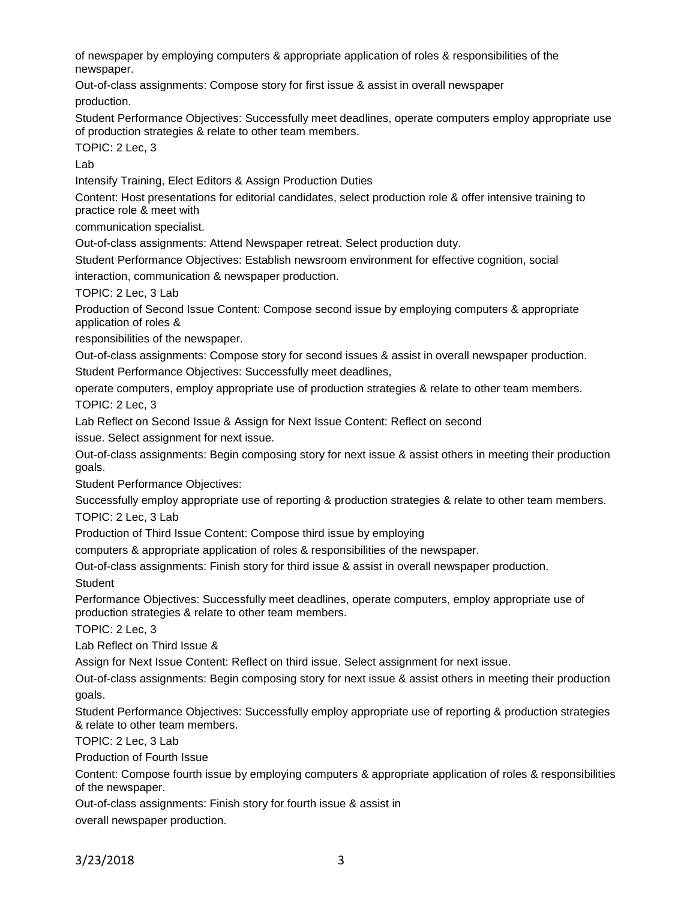of newspaper by employing computers & appropriate application of roles & responsibilities of the newspaper.

Out-of-class assignments: Compose story for first issue & assist in overall newspaper production.

Student Performance Objectives: Successfully meet deadlines, operate computers employ appropriate use of production strategies & relate to other team members.

TOPIC: 2 Lec, 3 Lab

Intensify Training, Elect Editors & Assign Production Duties

Content: Host presentations for editorial candidates, select production role & offer intensive training to practice role & meet with communication specialist.

Out-of-class assignments: Attend Newspaper retreat. Select production duty.

Student Performance Objectives: Establish newsroom environment for effective cognition, social interaction, communication & newspaper production.

TOPIC: 2 Lec, 3 Lab

Production of Second Issue Content: Compose second issue by employing computers & appropriate application of roles & responsibilities of the newspaper.

Out-of-class assignments: Compose story for second issues & assist in overall newspaper production.

Student Performance Objectives: Successfully meet deadlines, operate computers, employ appropriate use of production strategies & relate to other team members.

TOPIC: 2 Lec, 3 Lab Reflect on Second Issue & Assign for Next Issue Content: Reflect on second issue. Select assignment for next issue.

Out-of-class assignments: Begin composing story for next issue & assist others in meeting their production goals.

Student Performance Objectives: Successfully employ appropriate use of reporting & production strategies & relate to other team members.

TOPIC: 2 Lec, 3 Lab

Production of Third Issue Content: Compose third issue by employing computers & appropriate application of roles & responsibilities of the newspaper.

Out-of-class assignments: Finish story for third issue & assist in overall newspaper production.

Student Performance Objectives: Successfully meet deadlines, operate computers, employ appropriate use of production strategies & relate to other team members.

TOPIC: 2 Lec, 3 Lab Reflect on Third Issue & Assign for Next Issue Content: Reflect on third issue. Select assignment for next issue.

Out-of-class assignments: Begin composing story for next issue & assist others in meeting their production goals.

Student Performance Objectives: Successfully employ appropriate use of reporting & production strategies & relate to other team members.

TOPIC: 2 Lec, 3 Lab

Production of Fourth Issue

Content: Compose fourth issue by employing computers & appropriate application of roles & responsibilities of the newspaper.

Out-of-class assignments: Finish story for fourth issue & assist in overall newspaper production.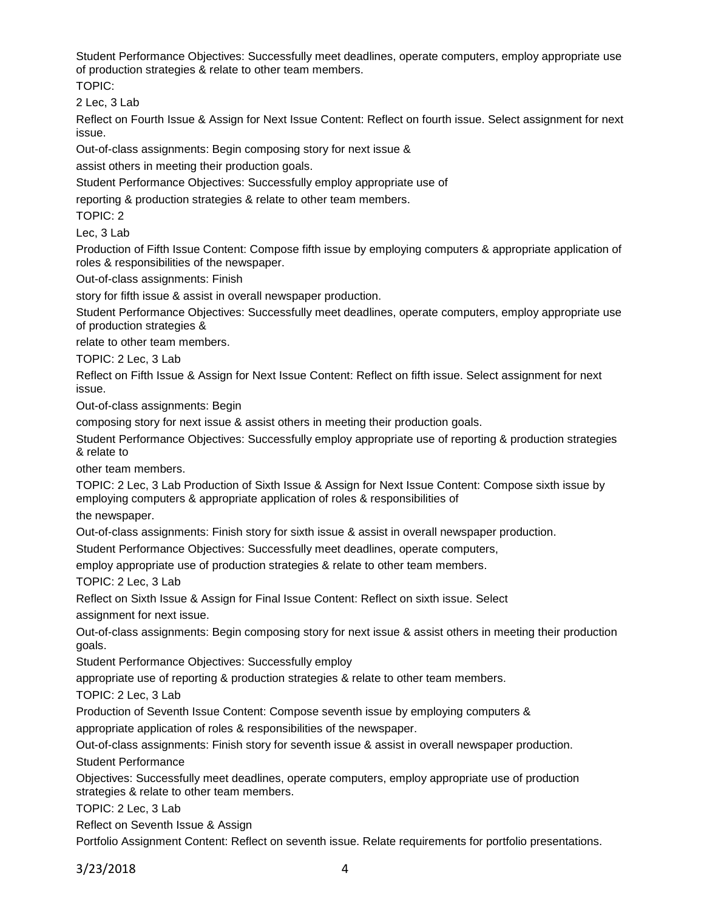Student Performance Objectives: Successfully meet deadlines, operate computers, employ appropriate use of production strategies & relate to other team members.

TOPIC:

2 Lec, 3 Lab

Reflect on Fourth Issue & Assign for Next Issue Content: Reflect on fourth issue. Select assignment for next issue.

Out-of-class assignments: Begin composing story for next issue &

assist others in meeting their production goals.

Student Performance Objectives: Successfully employ appropriate use of

reporting & production strategies & relate to other team members.

TOPIC: 2

Lec, 3 Lab

Production of Fifth Issue Content: Compose fifth issue by employing computers & appropriate application of roles & responsibilities of the newspaper.

Out-of-class assignments: Finish

story for fifth issue & assist in overall newspaper production.

Student Performance Objectives: Successfully meet deadlines, operate computers, employ appropriate use of production strategies &

relate to other team members.

TOPIC: 2 Lec, 3 Lab

Reflect on Fifth Issue & Assign for Next Issue Content: Reflect on fifth issue. Select assignment for next issue.

Out-of-class assignments: Begin

composing story for next issue & assist others in meeting their production goals.

Student Performance Objectives: Successfully employ appropriate use of reporting & production strategies & relate to

other team members.

TOPIC: 2 Lec, 3 Lab Production of Sixth Issue & Assign for Next Issue Content: Compose sixth issue by employing computers & appropriate application of roles & responsibilities of

the newspaper.

Out-of-class assignments: Finish story for sixth issue & assist in overall newspaper production.

Student Performance Objectives: Successfully meet deadlines, operate computers,

employ appropriate use of production strategies & relate to other team members.

TOPIC: 2 Lec, 3 Lab

Reflect on Sixth Issue & Assign for Final Issue Content: Reflect on sixth issue. Select

assignment for next issue.

Out-of-class assignments: Begin composing story for next issue & assist others in meeting their production goals.

Student Performance Objectives: Successfully employ

appropriate use of reporting & production strategies & relate to other team members.

TOPIC: 2 Lec, 3 Lab

Production of Seventh Issue Content: Compose seventh issue by employing computers &

appropriate application of roles & responsibilities of the newspaper.

Out-of-class assignments: Finish story for seventh issue & assist in overall newspaper production.

Student Performance

Objectives: Successfully meet deadlines, operate computers, employ appropriate use of production strategies & relate to other team members.

TOPIC: 2 Lec, 3 Lab

Reflect on Seventh Issue & Assign

Portfolio Assignment Content: Reflect on seventh issue. Relate requirements for portfolio presentations.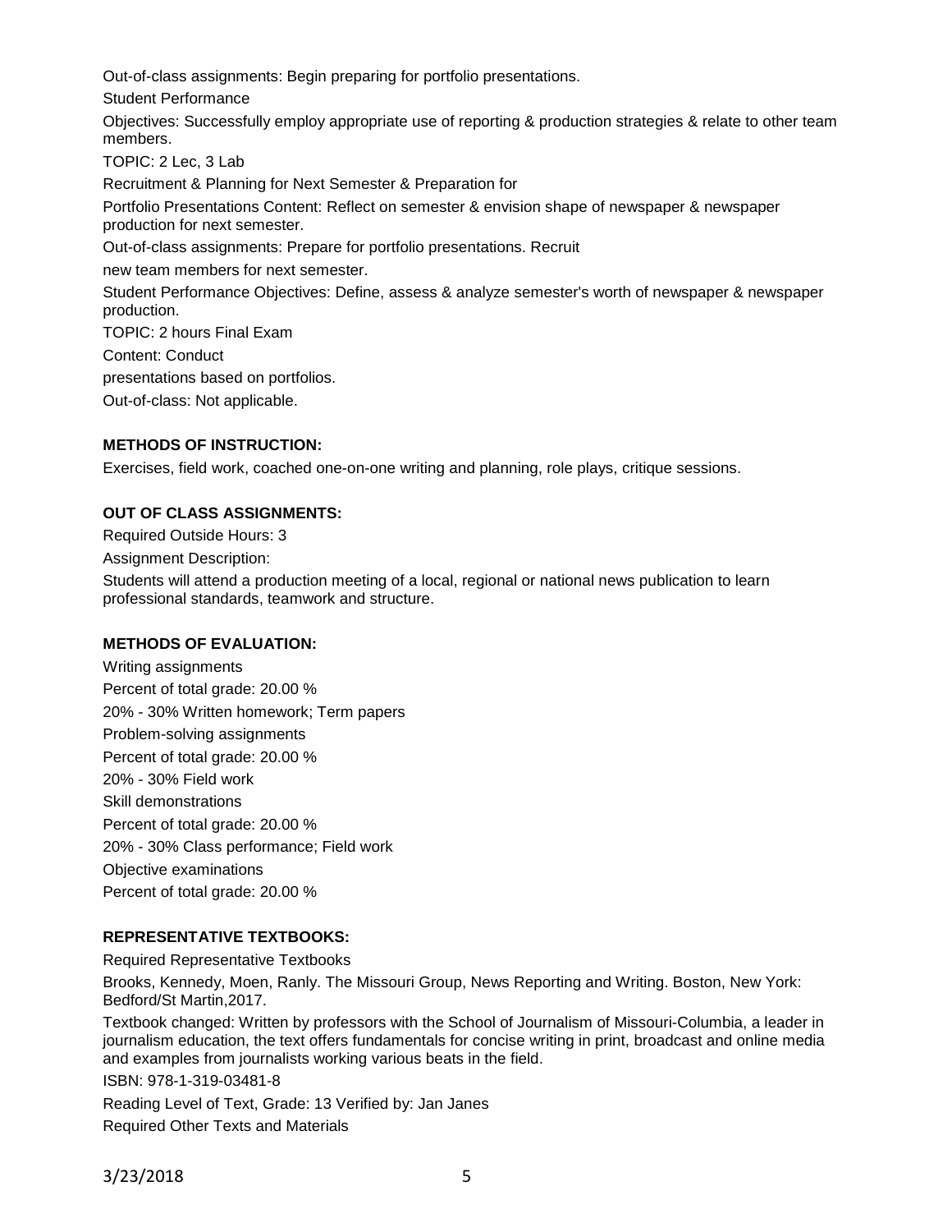Out-of-class assignments: Begin preparing for portfolio presentations.

Student Performance

Objectives: Successfully employ appropriate use of reporting & production strategies & relate to other team members.

TOPIC: 2 Lec, 3 Lab

Recruitment & Planning for Next Semester & Preparation for

Portfolio Presentations Content: Reflect on semester & envision shape of newspaper & newspaper production for next semester.

Out-of-class assignments: Prepare for portfolio presentations. Recruit

new team members for next semester.

Student Performance Objectives: Define, assess & analyze semester's worth of newspaper & newspaper production.

TOPIC: 2 hours Final Exam

Content: Conduct

presentations based on portfolios.

Out-of-class: Not applicable.

**METHODS OF INSTRUCTION:**

Exercises, field work, coached one-on-one writing and planning, role plays, critique sessions.

**OUT OF CLASS ASSIGNMENTS:**

Required Outside Hours: 3

Assignment Description:

Students will attend a production meeting of a local, regional or national news publication to learn professional standards, teamwork and structure.

**METHODS OF EVALUATION:**

Writing assignments

Percent of total grade: 20.00 %

20% - 30% Written homework; Term papers

Problem-solving assignments

Percent of total grade: 20.00 %

20% - 30% Field work

Skill demonstrations

Percent of total grade: 20.00 %

20% - 30% Class performance; Field work

Objective examinations

Percent of total grade: 20.00 %

**REPRESENTATIVE TEXTBOOKS:**

Required Representative Textbooks

Brooks, Kennedy, Moen, Ranly. The Missouri Group, News Reporting and Writing. Boston, New York: Bedford/St Martin,2017.

Textbook changed: Written by professors with the School of Journalism of Missouri-Columbia, a leader in journalism education, the text offers fundamentals for concise writing in print, broadcast and online media and examples from journalists working various beats in the field.

ISBN: 978-1-319-03481-8

Reading Level of Text, Grade: 13 Verified by: Jan Janes

Required Other Texts and Materials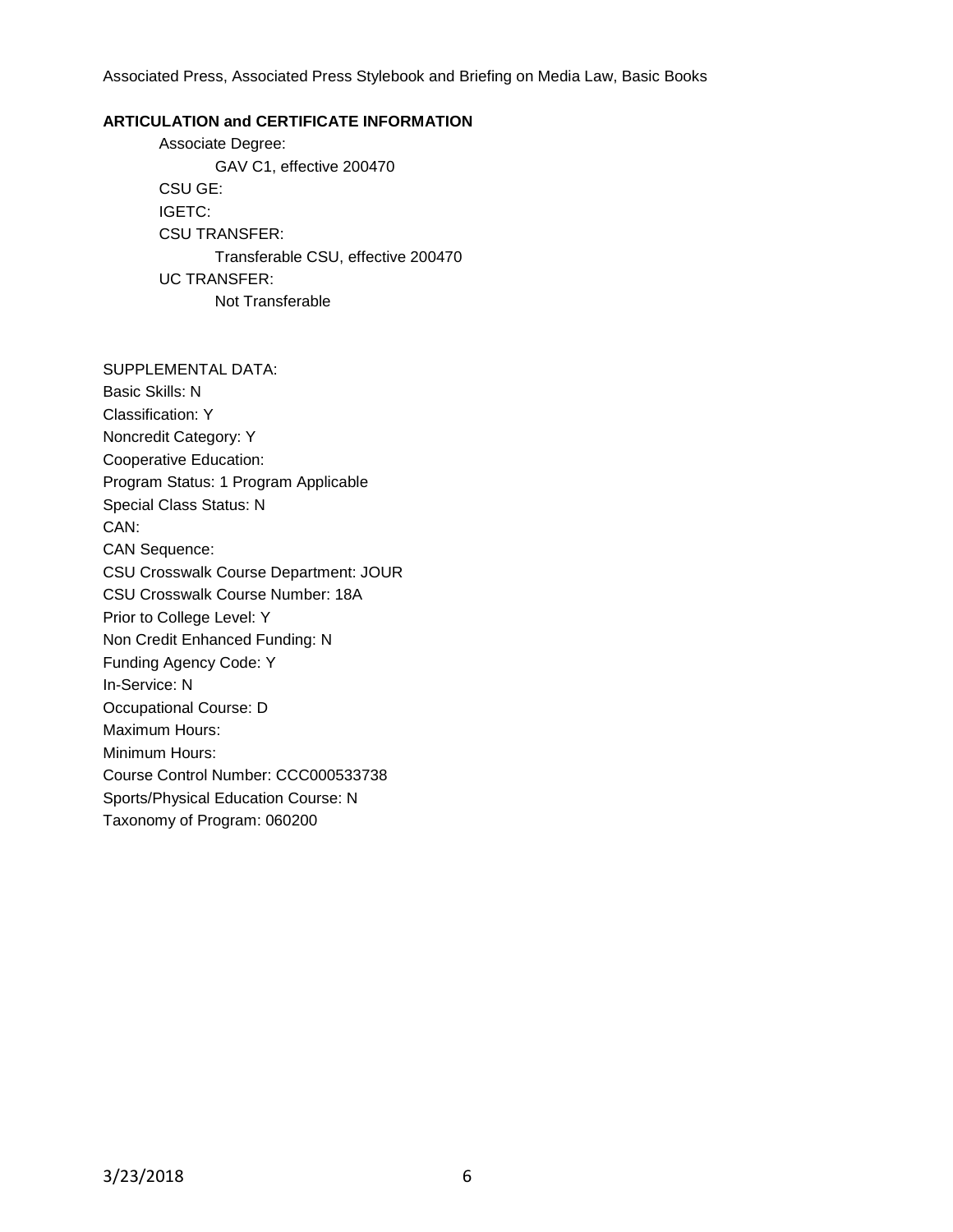Associated Press, Associated Press Stylebook and Briefing on Media Law, Basic Books

**ARTICULATION and CERTIFICATE INFORMATION**

Associate Degree:
GAV C1, effective 200470
CSU GE:
IGETC:
CSU TRANSFER:
Transferable CSU, effective 200470
UC TRANSFER:
Not Transferable

SUPPLEMENTAL DATA:
Basic Skills: N
Classification: Y
Noncredit Category: Y
Cooperative Education:
Program Status: 1 Program Applicable
Special Class Status: N
CAN:
CAN Sequence:
CSU Crosswalk Course Department: JOUR
CSU Crosswalk Course Number: 18A
Prior to College Level: Y
Non Credit Enhanced Funding: N
Funding Agency Code: Y
In-Service: N
Occupational Course: D
Maximum Hours:
Minimum Hours:
Course Control Number: CCC000533738
Sports/Physical Education Course: N
Taxonomy of Program: 060200